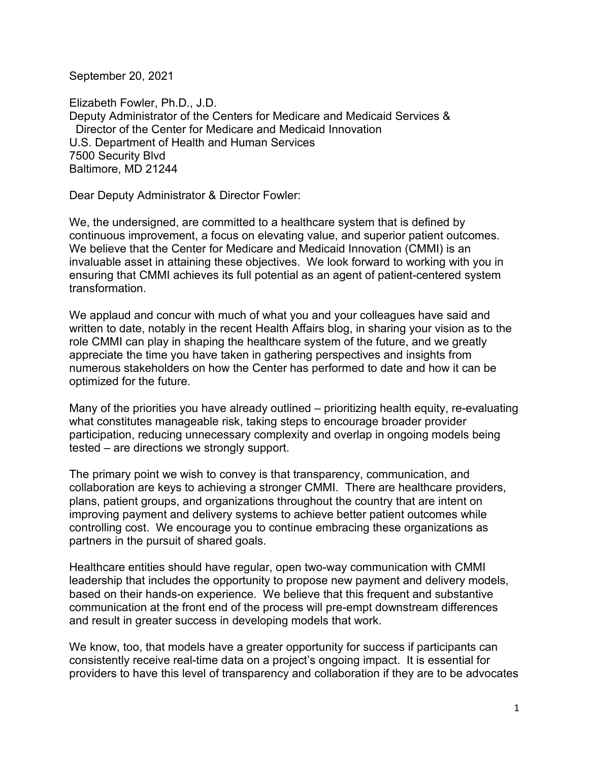September 20, 2021

Elizabeth Fowler, Ph.D., J.D.
Deputy Administrator of the Centers for Medicare and Medicaid Services &
Director of the Center for Medicare and Medicaid Innovation
U.S. Department of Health and Human Services
7500 Security Blvd
Baltimore, MD 21244

Dear Deputy Administrator & Director Fowler:

We, the undersigned, are committed to a healthcare system that is defined by continuous improvement, a focus on elevating value, and superior patient outcomes. We believe that the Center for Medicare and Medicaid Innovation (CMMI) is an invaluable asset in attaining these objectives. We look forward to working with you in ensuring that CMMI achieves its full potential as an agent of patient-centered system transformation.

We applaud and concur with much of what you and your colleagues have said and written to date, notably in the recent Health Affairs blog, in sharing your vision as to the role CMMI can play in shaping the healthcare system of the future, and we greatly appreciate the time you have taken in gathering perspectives and insights from numerous stakeholders on how the Center has performed to date and how it can be optimized for the future.

Many of the priorities you have already outlined – prioritizing health equity, re-evaluating what constitutes manageable risk, taking steps to encourage broader provider participation, reducing unnecessary complexity and overlap in ongoing models being tested – are directions we strongly support.

The primary point we wish to convey is that transparency, communication, and collaboration are keys to achieving a stronger CMMI. There are healthcare providers, plans, patient groups, and organizations throughout the country that are intent on improving payment and delivery systems to achieve better patient outcomes while controlling cost. We encourage you to continue embracing these organizations as partners in the pursuit of shared goals.

Healthcare entities should have regular, open two-way communication with CMMI leadership that includes the opportunity to propose new payment and delivery models, based on their hands-on experience. We believe that this frequent and substantive communication at the front end of the process will pre-empt downstream differences and result in greater success in developing models that work.

We know, too, that models have a greater opportunity for success if participants can consistently receive real-time data on a project's ongoing impact. It is essential for providers to have this level of transparency and collaboration if they are to be advocates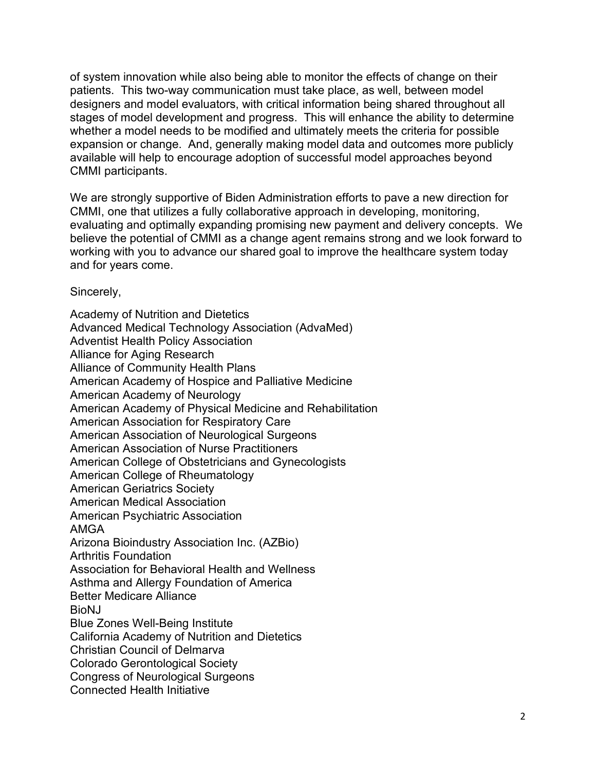of system innovation while also being able to monitor the effects of change on their patients. This two-way communication must take place, as well, between model designers and model evaluators, with critical information being shared throughout all stages of model development and progress. This will enhance the ability to determine whether a model needs to be modified and ultimately meets the criteria for possible expansion or change. And, generally making model data and outcomes more publicly available will help to encourage adoption of successful model approaches beyond CMMI participants.

We are strongly supportive of Biden Administration efforts to pave a new direction for CMMI, one that utilizes a fully collaborative approach in developing, monitoring, evaluating and optimally expanding promising new payment and delivery concepts. We believe the potential of CMMI as a change agent remains strong and we look forward to working with you to advance our shared goal to improve the healthcare system today and for years come.

Sincerely,

Academy of Nutrition and Dietetics  
Advanced Medical Technology Association (AdvaMed)  
Adventist Health Policy Association  
Alliance for Aging Research  
Alliance of Community Health Plans  
American Academy of Hospice and Palliative Medicine  
American Academy of Neurology  
American Academy of Physical Medicine and Rehabilitation  
American Association for Respiratory Care  
American Association of Neurological Surgeons  
American Association of Nurse Practitioners  
American College of Obstetricians and Gynecologists  
American College of Rheumatology  
American Geriatrics Society  
American Medical Association  
American Psychiatric Association  
AMGA  
Arizona Bioindustry Association Inc. (AZBio)  
Arthritis Foundation  
Association for Behavioral Health and Wellness  
Asthma and Allergy Foundation of America  
Better Medicare Alliance  
BioNJ  
Blue Zones Well-Being Institute  
California Academy of Nutrition and Dietetics  
Christian Council of Delmarva  
Colorado Gerontological Society  
Congress of Neurological Surgeons  
Connected Health Initiative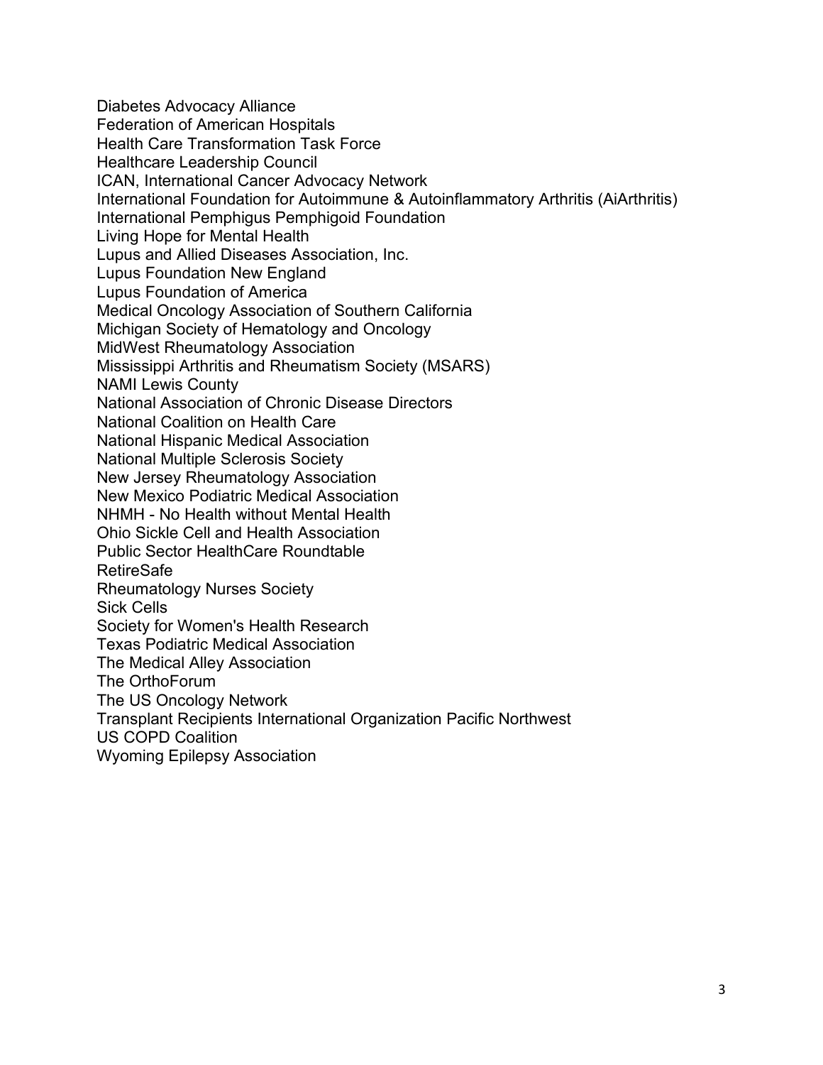Diabetes Advocacy Alliance
Federation of American Hospitals
Health Care Transformation Task Force
Healthcare Leadership Council
ICAN, International Cancer Advocacy Network
International Foundation for Autoimmune & Autoinflammatory Arthritis (AiArthritis)
International Pemphigus Pemphigoid Foundation
Living Hope for Mental Health
Lupus and Allied Diseases Association, Inc.
Lupus Foundation New England
Lupus Foundation of America
Medical Oncology Association of Southern California
Michigan Society of Hematology and Oncology
MidWest Rheumatology Association
Mississippi Arthritis and Rheumatism Society (MSARS)
NAMI Lewis County
National Association of Chronic Disease Directors
National Coalition on Health Care
National Hispanic Medical Association
National Multiple Sclerosis Society
New Jersey Rheumatology Association
New Mexico Podiatric Medical Association
NHMH - No Health without Mental Health
Ohio Sickle Cell and Health Association
Public Sector HealthCare Roundtable
RetireSafe
Rheumatology Nurses Society
Sick Cells
Society for Women's Health Research
Texas Podiatric Medical Association
The Medical Alley Association
The OrthoForum
The US Oncology Network
Transplant Recipients International Organization Pacific Northwest
US COPD Coalition
Wyoming Epilepsy Association